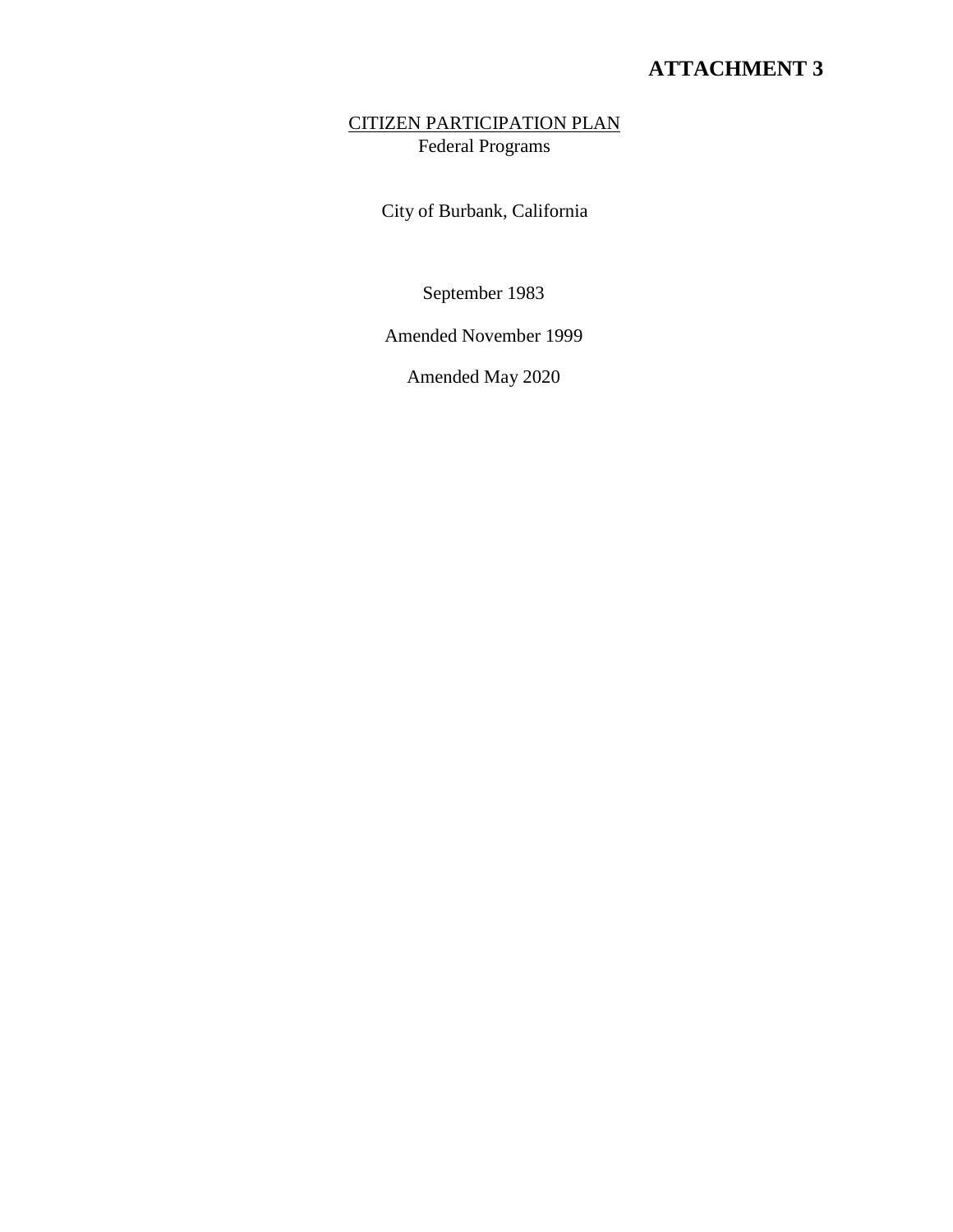**ATTACHMENT 3**

# CITIZEN PARTICIPATION PLAN

Federal Programs

City of Burbank, California

September 1983

Amended November 1999

Amended May 2020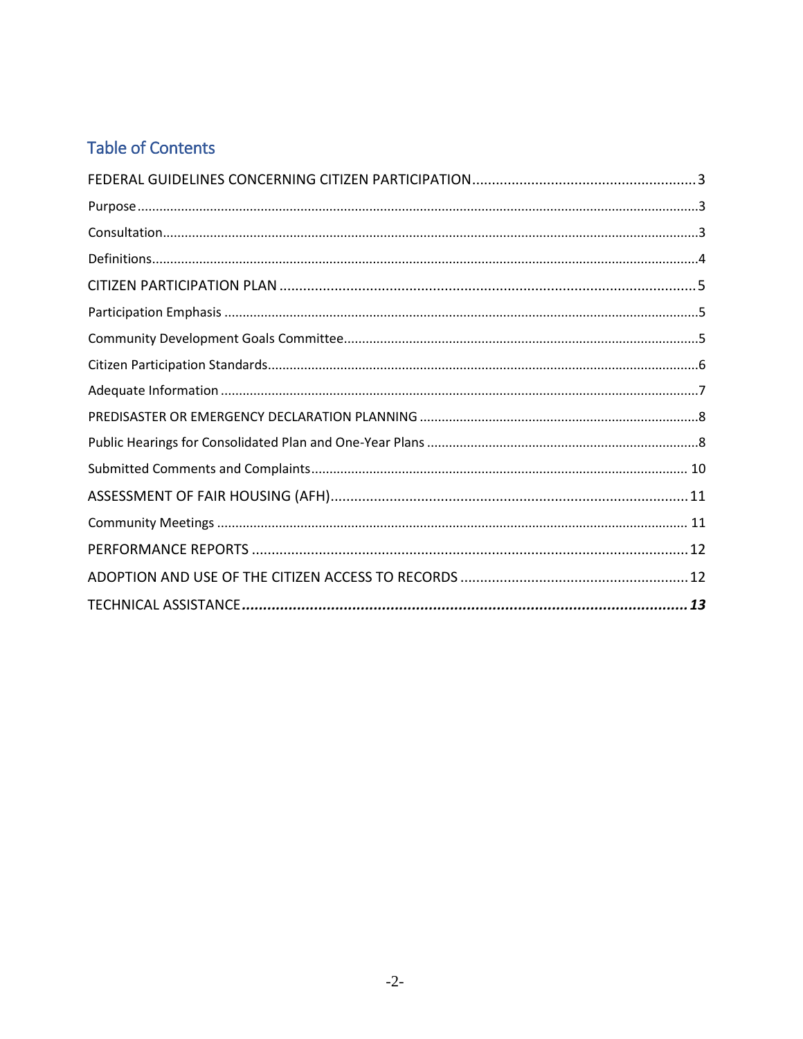## Table of Contents

FEDERAL GUIDELINES CONCERNING CITIZEN PARTICIPATION......3

Purpose......3

Consultation......3

Definitions......4

CITIZEN PARTICIPATION PLAN......5

Participation Emphasis......5

Community Development Goals Committee......5

Citizen Participation Standards......6

Adequate Information......7

PREDISASTER OR EMERGENCY DECLARATION PLANNING......8

Public Hearings for Consolidated Plan and One-Year Plans......8

Submitted Comments and Complaints......10

ASSESSMENT OF FAIR HOUSING (AFH)......11

Community Meetings......11

PERFORMANCE REPORTS......12

ADOPTION AND USE OF THE CITIZEN ACCESS TO RECORDS......12

TECHNICAL ASSISTANCE......13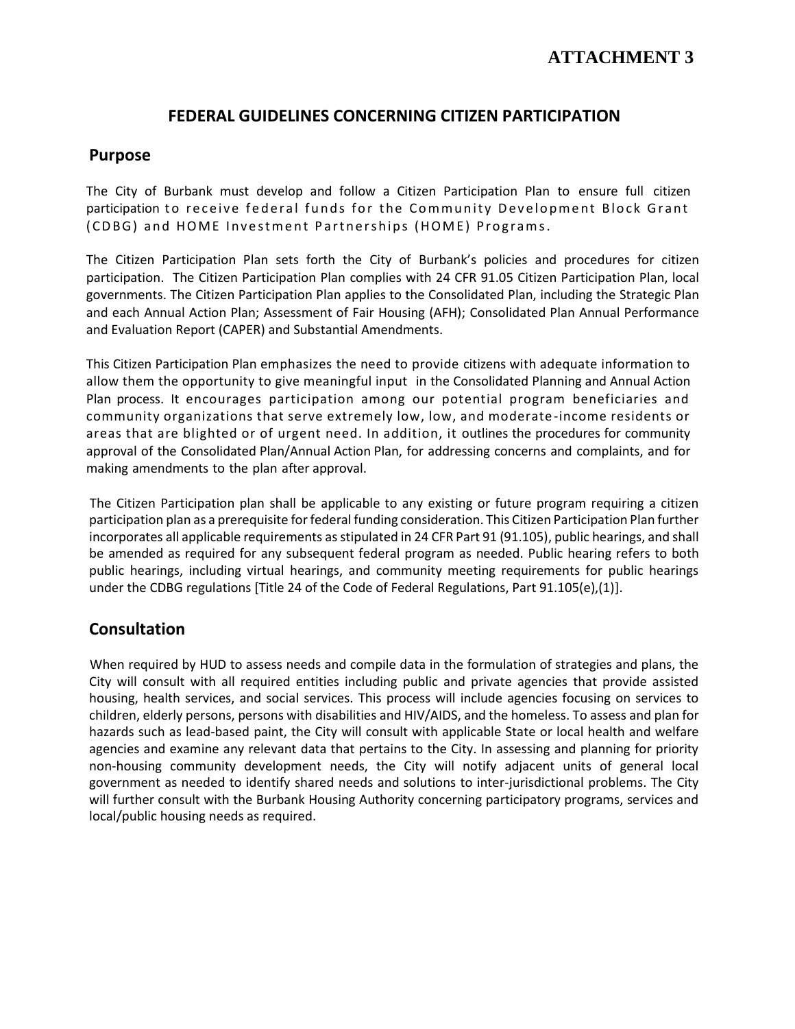# ATTACHMENT 3

## FEDERAL GUIDELINES CONCERNING CITIZEN PARTICIPATION

### Purpose

The City of Burbank must develop and follow a Citizen Participation Plan to ensure full citizen participation to receive federal funds for the Community Development Block Grant (CDBG) and HOME Investment Partnerships (HOME) Programs.

The Citizen Participation Plan sets forth the City of Burbank's policies and procedures for citizen participation. The Citizen Participation Plan complies with 24 CFR 91.05 Citizen Participation Plan, local governments. The Citizen Participation Plan applies to the Consolidated Plan, including the Strategic Plan and each Annual Action Plan; Assessment of Fair Housing (AFH); Consolidated Plan Annual Performance and Evaluation Report (CAPER) and Substantial Amendments.

This Citizen Participation Plan emphasizes the need to provide citizens with adequate information to allow them the opportunity to give meaningful input in the Consolidated Planning and Annual Action Plan process. It encourages participation among our potential program beneficiaries and community organizations that serve extremely low, low, and moderate-income residents or areas that are blighted or of urgent need. In addition, it outlines the procedures for community approval of the Consolidated Plan/Annual Action Plan, for addressing concerns and complaints, and for making amendments to the plan after approval.

The Citizen Participation plan shall be applicable to any existing or future program requiring a citizen participation plan as a prerequisite for federal funding consideration. This Citizen Participation Plan further incorporates all applicable requirements as stipulated in 24 CFR Part 91 (91.105), public hearings, and shall be amended as required for any subsequent federal program as needed. Public hearing refers to both public hearings, including virtual hearings, and community meeting requirements for public hearings under the CDBG regulations [Title 24 of the Code of Federal Regulations, Part 91.105(e),(1)].

### Consultation

When required by HUD to assess needs and compile data in the formulation of strategies and plans, the City will consult with all required entities including public and private agencies that provide assisted housing, health services, and social services. This process will include agencies focusing on services to children, elderly persons, persons with disabilities and HIV/AIDS, and the homeless. To assess and plan for hazards such as lead-based paint, the City will consult with applicable State or local health and welfare agencies and examine any relevant data that pertains to the City. In assessing and planning for priority non-housing community development needs, the City will notify adjacent units of general local government as needed to identify shared needs and solutions to inter-jurisdictional problems. The City will further consult with the Burbank Housing Authority concerning participatory programs, services and local/public housing needs as required.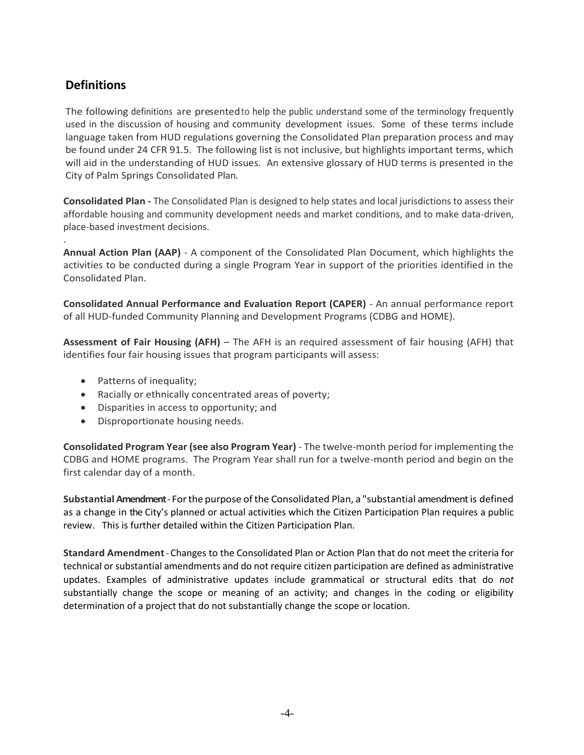## Definitions

The following definitions are presented to help the public understand some of the terminology frequently used in the discussion of housing and community development issues. Some of these terms include language taken from HUD regulations governing the Consolidated Plan preparation process and may be found under 24 CFR 91.5. The following list is not inclusive, but highlights important terms, which will aid in the understanding of HUD issues. An extensive glossary of HUD terms is presented in the City of Palm Springs Consolidated Plan.

**Consolidated Plan -** The Consolidated Plan is designed to help states and local jurisdictions to assess their affordable housing and community development needs and market conditions, and to make data-driven, place-based investment decisions.

.

**Annual Action Plan (AAP)** - A component of the Consolidated Plan Document, which highlights the activities to be conducted during a single Program Year in support of the priorities identified in the Consolidated Plan.

**Consolidated Annual Performance and Evaluation Report (CAPER)** - An annual performance report of all HUD-funded Community Planning and Development Programs (CDBG and HOME).

**Assessment of Fair Housing (AFH)** – The AFH is an required assessment of fair housing (AFH) that identifies four fair housing issues that program participants will assess:

- Patterns of inequality;
- Racially or ethnically concentrated areas of poverty;
- Disparities in access to opportunity; and
- Disproportionate housing needs.

**Consolidated Program Year (see also Program Year)** - The twelve-month period for implementing the CDBG and HOME programs. The Program Year shall run for a twelve-month period and begin on the first calendar day of a month.

**Substantial Amendment** - For the purpose of the Consolidated Plan, a "substantial amendment is defined as a change in the City's planned or actual activities which the Citizen Participation Plan requires a public review. This is further detailed within the Citizen Participation Plan.

**Standard Amendment** - Changes to the Consolidated Plan or Action Plan that do not meet the criteria for technical or substantial amendments and do not require citizen participation are defined as administrative updates. Examples of administrative updates include grammatical or structural edits that do *not* substantially change the scope or meaning of an activity; and changes in the coding or eligibility determination of a project that do not substantially change the scope or location.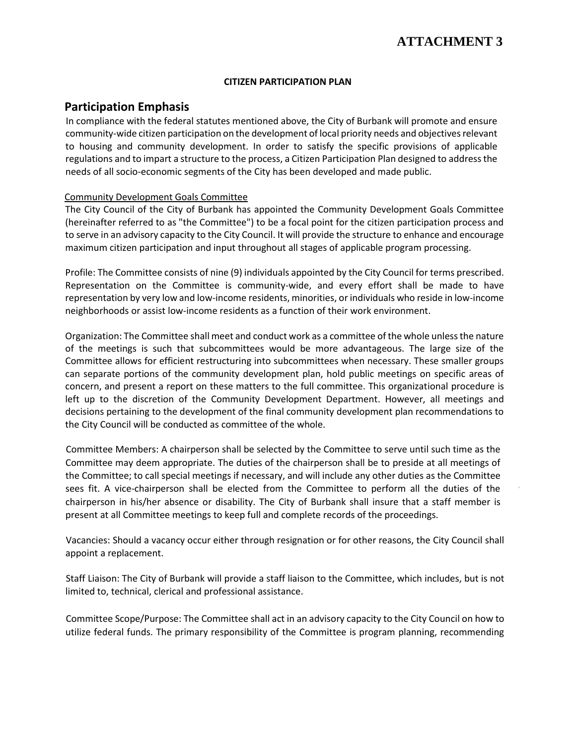# ATTACHMENT 3

**CITIZEN PARTICIPATION PLAN**

## Participation Emphasis

In compliance with the federal statutes mentioned above, the City of Burbank will promote and ensure community-wide citizen participation on the development of local priority needs and objectives relevant to housing and community development. In order to satisfy the specific provisions of applicable regulations and to impart a structure to the process, a Citizen Participation Plan designed to address the needs of all socio-economic segments of the City has been developed and made public.

Community Development Goals Committee

The City Council of the City of Burbank has appointed the Community Development Goals Committee (hereinafter referred to as "the Committee") to be a focal point for the citizen participation process and to serve in an advisory capacity to the City Council. It will provide the structure to enhance and encourage maximum citizen participation and input throughout all stages of applicable program processing.

Profile: The Committee consists of nine (9) individuals appointed by the City Council for terms prescribed. Representation on the Committee is community-wide, and every effort shall be made to have representation by very low and low-income residents, minorities, or individuals who reside in low-income neighborhoods or assist low-income residents as a function of their work environment.

Organization: The Committee shall meet and conduct work as a committee of the whole unless the nature of the meetings is such that subcommittees would be more advantageous. The large size of the Committee allows for efficient restructuring into subcommittees when necessary. These smaller groups can separate portions of the community development plan, hold public meetings on specific areas of concern, and present a report on these matters to the full committee. This organizational procedure is left up to the discretion of the Community Development Department. However, all meetings and decisions pertaining to the development of the final community development plan recommendations to the City Council will be conducted as committee of the whole.

Committee Members: A chairperson shall be selected by the Committee to serve until such time as the Committee may deem appropriate. The duties of the chairperson shall be to preside at all meetings of the Committee; to call special meetings if necessary, and will include any other duties as the Committee sees fit. A vice-chairperson shall be elected from the Committee to perform all the duties of the chairperson in his/her absence or disability. The City of Burbank shall insure that a staff member is present at all Committee meetings to keep full and complete records of the proceedings.

Vacancies: Should a vacancy occur either through resignation or for other reasons, the City Council shall appoint a replacement.

Staff Liaison: The City of Burbank will provide a staff liaison to the Committee, which includes, but is not limited to, technical, clerical and professional assistance.

Committee Scope/Purpose: The Committee shall act in an advisory capacity to the City Council on how to utilize federal funds. The primary responsibility of the Committee is program planning, recommending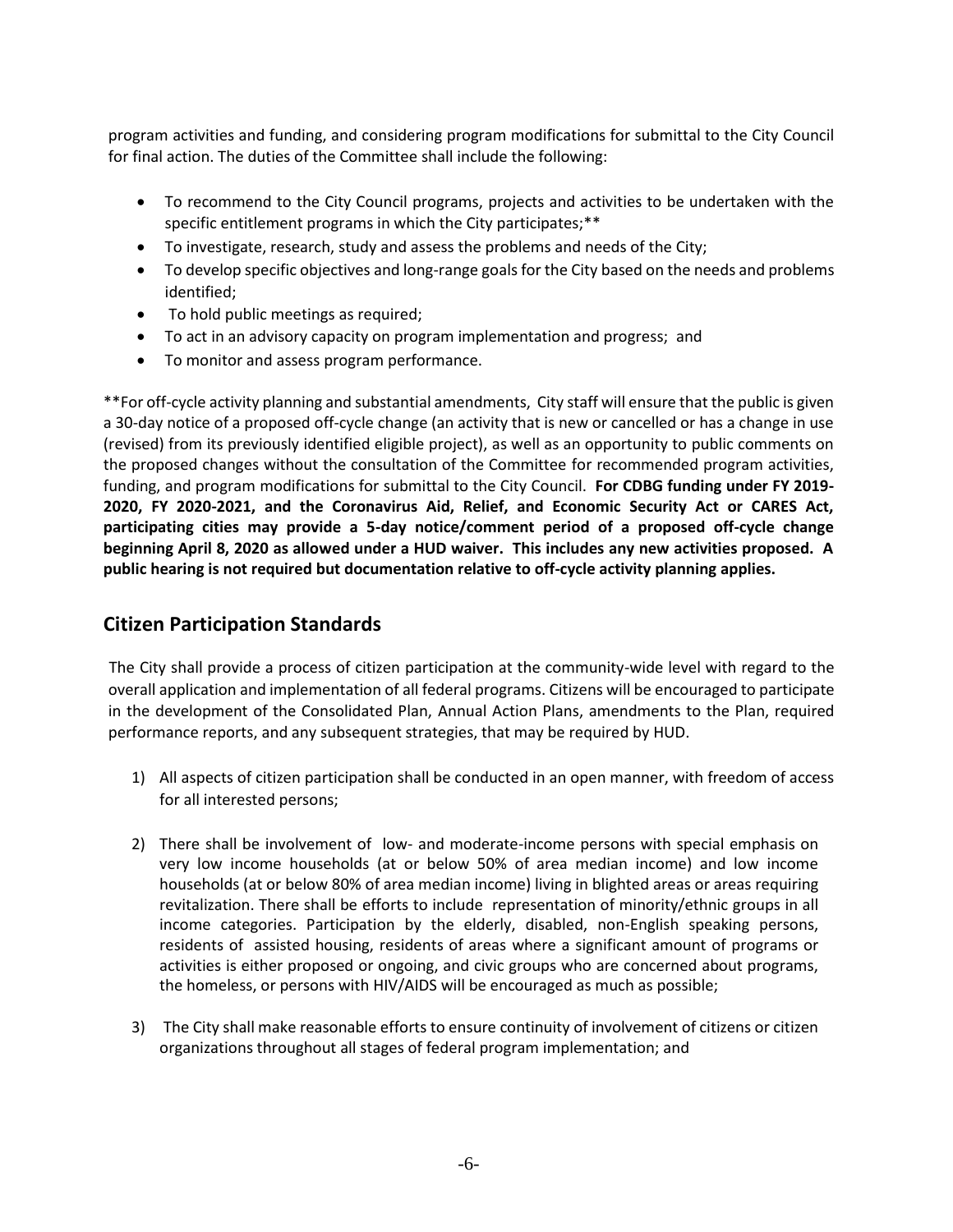program activities and funding, and considering program modifications for submittal to the City Council for final action. The duties of the Committee shall include the following:

- To recommend to the City Council programs, projects and activities to be undertaken with the specific entitlement programs in which the City participates;**
- To investigate, research, study and assess the problems and needs of the City;
- To develop specific objectives and long-range goals for the City based on the needs and problems identified;
- To hold public meetings as required;
- To act in an advisory capacity on program implementation and progress; and
- To monitor and assess program performance.

**For off-cycle activity planning and substantial amendments, City staff will ensure that the public is given a 30-day notice of a proposed off-cycle change (an activity that is new or cancelled or has a change in use (revised) from its previously identified eligible project), as well as an opportunity to public comments on the proposed changes without the consultation of the Committee for recommended program activities, funding, and program modifications for submittal to the City Council. **For CDBG funding under FY 2019-2020, FY 2020-2021, and the Coronavirus Aid, Relief, and Economic Security Act or CARES Act, participating cities may provide a 5-day notice/comment period of a proposed off-cycle change beginning April 8, 2020 as allowed under a HUD waiver. This includes any new activities proposed. A public hearing is not required but documentation relative to off-cycle activity planning applies.**

## Citizen Participation Standards

The City shall provide a process of citizen participation at the community-wide level with regard to the overall application and implementation of all federal programs. Citizens will be encouraged to participate in the development of the Consolidated Plan, Annual Action Plans, amendments to the Plan, required performance reports, and any subsequent strategies, that may be required by HUD.

1) All aspects of citizen participation shall be conducted in an open manner, with freedom of access for all interested persons;

2) There shall be involvement of low- and moderate-income persons with special emphasis on very low income households (at or below 50% of area median income) and low income households (at or below 80% of area median income) living in blighted areas or areas requiring revitalization. There shall be efforts to include representation of minority/ethnic groups in all income categories. Participation by the elderly, disabled, non-English speaking persons, residents of assisted housing, residents of areas where a significant amount of programs or activities is either proposed or ongoing, and civic groups who are concerned about programs, the homeless, or persons with HIV/AIDS will be encouraged as much as possible;

3) The City shall make reasonable efforts to ensure continuity of involvement of citizens or citizen organizations throughout all stages of federal program implementation; and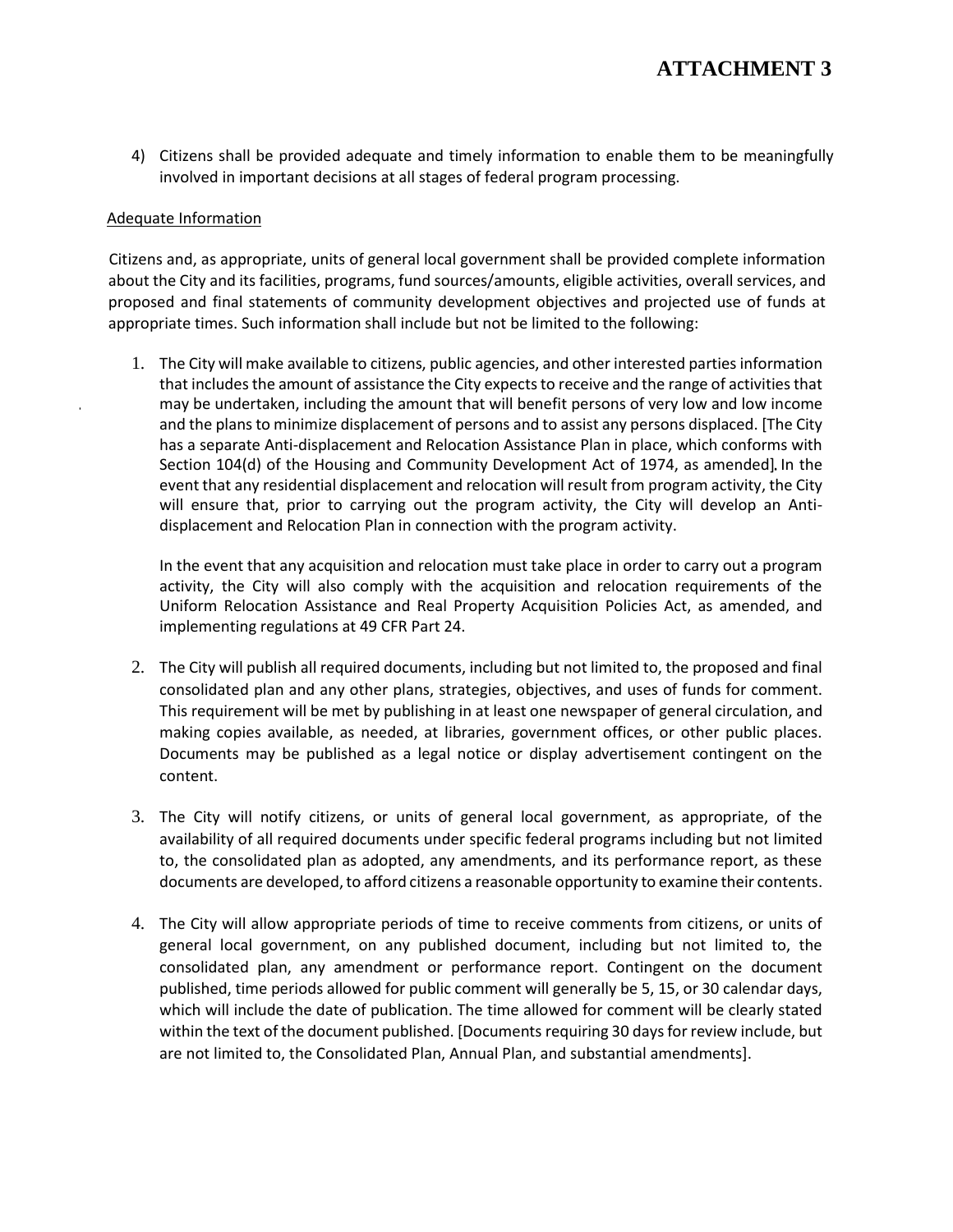# ATTACHMENT 3

4) Citizens shall be provided adequate and timely information to enable them to be meaningfully involved in important decisions at all stages of federal program processing.

Adequate Information

Citizens and, as appropriate, units of general local government shall be provided complete information about the City and its facilities, programs, fund sources/amounts, eligible activities, overall services, and proposed and final statements of community development objectives and projected use of funds at appropriate times. Such information shall include but not be limited to the following:

1. The City will make available to citizens, public agencies, and other interested parties information that includes the amount of assistance the City expects to receive and the range of activities that may be undertaken, including the amount that will benefit persons of very low and low income and the plans to minimize displacement of persons and to assist any persons displaced. [The City has a separate Anti-displacement and Relocation Assistance Plan in place, which conforms with Section 104(d) of the Housing and Community Development Act of 1974, as amended]. In the event that any residential displacement and relocation will result from program activity, the City will ensure that, prior to carrying out the program activity, the City will develop an Anti-displacement and Relocation Plan in connection with the program activity.

   In the event that any acquisition and relocation must take place in order to carry out a program activity, the City will also comply with the acquisition and relocation requirements of the Uniform Relocation Assistance and Real Property Acquisition Policies Act, as amended, and implementing regulations at 49 CFR Part 24.

2. The City will publish all required documents, including but not limited to, the proposed and final consolidated plan and any other plans, strategies, objectives, and uses of funds for comment. This requirement will be met by publishing in at least one newspaper of general circulation, and making copies available, as needed, at libraries, government offices, or other public places. Documents may be published as a legal notice or display advertisement contingent on the content.

3. The City will notify citizens, or units of general local government, as appropriate, of the availability of all required documents under specific federal programs including but not limited to, the consolidated plan as adopted, any amendments, and its performance report, as these documents are developed, to afford citizens a reasonable opportunity to examine their contents.

4. The City will allow appropriate periods of time to receive comments from citizens, or units of general local government, on any published document, including but not limited to, the consolidated plan, any amendment or performance report. Contingent on the document published, time periods allowed for public comment will generally be 5, 15, or 30 calendar days, which will include the date of publication. The time allowed for comment will be clearly stated within the text of the document published. [Documents requiring 30 days for review include, but are not limited to, the Consolidated Plan, Annual Plan, and substantial amendments].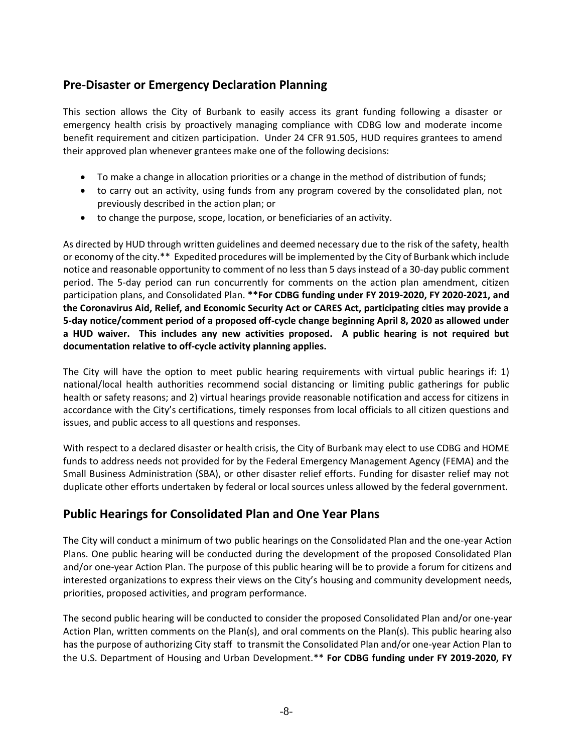## Pre-Disaster or Emergency Declaration Planning

This section allows the City of Burbank to easily access its grant funding following a disaster or emergency health crisis by proactively managing compliance with CDBG low and moderate income benefit requirement and citizen participation. Under 24 CFR 91.505, HUD requires grantees to amend their approved plan whenever grantees make one of the following decisions:

- To make a change in allocation priorities or a change in the method of distribution of funds;
- to carry out an activity, using funds from any program covered by the consolidated plan, not previously described in the action plan; or
- to change the purpose, scope, location, or beneficiaries of an activity.

As directed by HUD through written guidelines and deemed necessary due to the risk of the safety, health or economy of the city.** Expedited procedures will be implemented by the City of Burbank which include notice and reasonable opportunity to comment of no less than 5 days instead of a 30-day public comment period. The 5-day period can run concurrently for comments on the action plan amendment, citizen participation plans, and Consolidated Plan. **\*\*For CDBG funding under FY 2019-2020, FY 2020-2021, and the Coronavirus Aid, Relief, and Economic Security Act or CARES Act, participating cities may provide a 5-day notice/comment period of a proposed off-cycle change beginning April 8, 2020 as allowed under a HUD waiver. This includes any new activities proposed. A public hearing is not required but documentation relative to off-cycle activity planning applies.**

The City will have the option to meet public hearing requirements with virtual public hearings if: 1) national/local health authorities recommend social distancing or limiting public gatherings for public health or safety reasons; and 2) virtual hearings provide reasonable notification and access for citizens in accordance with the City's certifications, timely responses from local officials to all citizen questions and issues, and public access to all questions and responses.

With respect to a declared disaster or health crisis, the City of Burbank may elect to use CDBG and HOME funds to address needs not provided for by the Federal Emergency Management Agency (FEMA) and the Small Business Administration (SBA), or other disaster relief efforts. Funding for disaster relief may not duplicate other efforts undertaken by federal or local sources unless allowed by the federal government.

## Public Hearings for Consolidated Plan and One Year Plans

The City will conduct a minimum of two public hearings on the Consolidated Plan and the one-year Action Plans. One public hearing will be conducted during the development of the proposed Consolidated Plan and/or one-year Action Plan. The purpose of this public hearing will be to provide a forum for citizens and interested organizations to express their views on the City's housing and community development needs, priorities, proposed activities, and program performance.

The second public hearing will be conducted to consider the proposed Consolidated Plan and/or one-year Action Plan, written comments on the Plan(s), and oral comments on the Plan(s). This public hearing also has the purpose of authorizing City staff to transmit the Consolidated Plan and/or one-year Action Plan to the U.S. Department of Housing and Urban Development.** **For CDBG funding under FY 2019-2020, FY**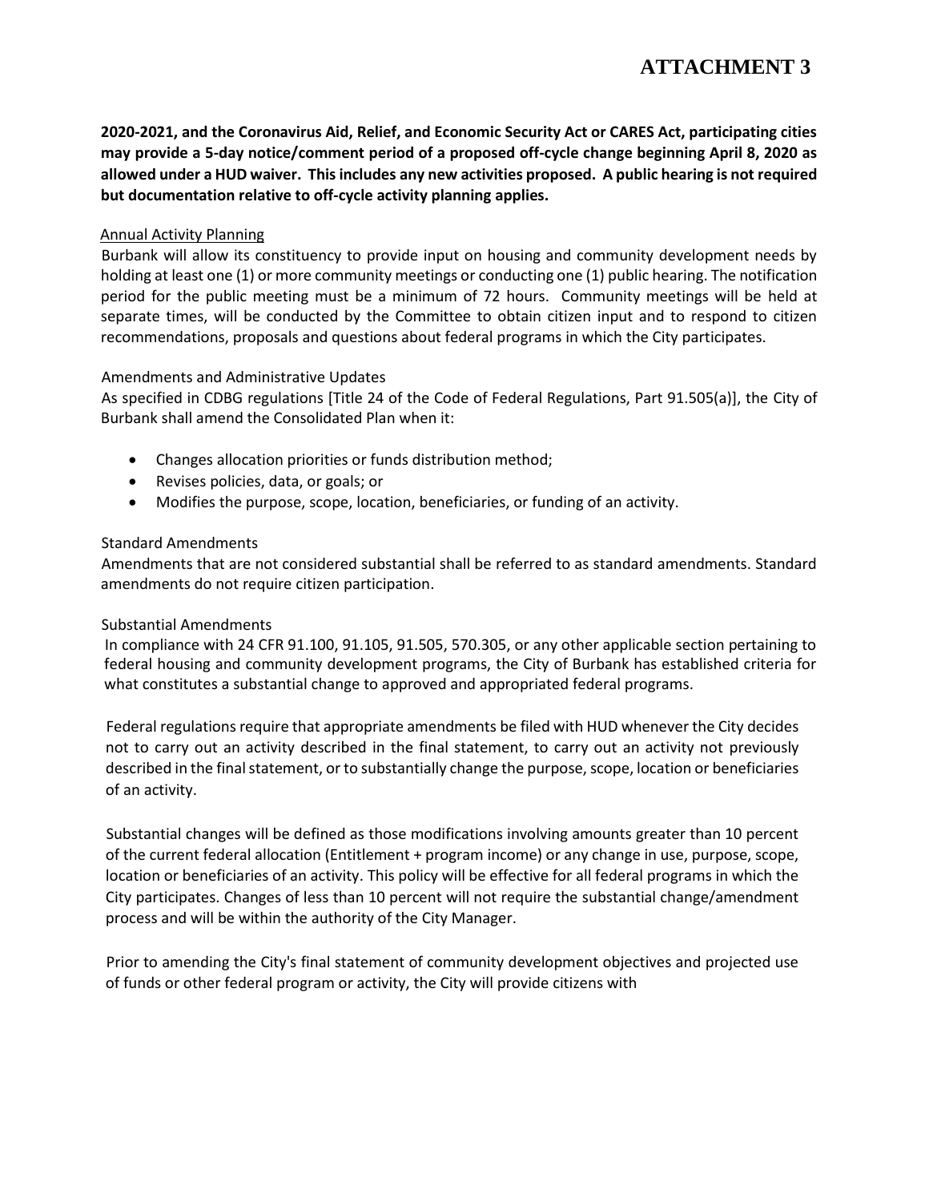# ATTACHMENT 3

**2020-2021, and the Coronavirus Aid, Relief, and Economic Security Act or CARES Act, participating cities may provide a 5-day notice/comment period of a proposed off-cycle change beginning April 8, 2020 as allowed under a HUD waiver. This includes any new activities proposed. A public hearing is not required but documentation relative to off-cycle activity planning applies.**

<u>Annual Activity Planning</u>

Burbank will allow its constituency to provide input on housing and community development needs by holding at least one (1) or more community meetings or conducting one (1) public hearing. The notification period for the public meeting must be a minimum of 72 hours. Community meetings will be held at separate times, will be conducted by the Committee to obtain citizen input and to respond to citizen recommendations, proposals and questions about federal programs in which the City participates.

Amendments and Administrative Updates

As specified in CDBG regulations [Title 24 of the Code of Federal Regulations, Part 91.505(a)], the City of Burbank shall amend the Consolidated Plan when it:

- Changes allocation priorities or funds distribution method;
- Revises policies, data, or goals; or
- Modifies the purpose, scope, location, beneficiaries, or funding of an activity.

Standard Amendments

Amendments that are not considered substantial shall be referred to as standard amendments. Standard amendments do not require citizen participation.

Substantial Amendments

In compliance with 24 CFR 91.100, 91.105, 91.505, 570.305, or any other applicable section pertaining to federal housing and community development programs, the City of Burbank has established criteria for what constitutes a substantial change to approved and appropriated federal programs.

Federal regulations require that appropriate amendments be filed with HUD whenever the City decides not to carry out an activity described in the final statement, to carry out an activity not previously described in the final statement, or to substantially change the purpose, scope, location or beneficiaries of an activity.

Substantial changes will be defined as those modifications involving amounts greater than 10 percent of the current federal allocation (Entitlement + program income) or any change in use, purpose, scope, location or beneficiaries of an activity. This policy will be effective for all federal programs in which the City participates. Changes of less than 10 percent will not require the substantial change/amendment process and will be within the authority of the City Manager.

Prior to amending the City's final statement of community development objectives and projected use of funds or other federal program or activity, the City will provide citizens with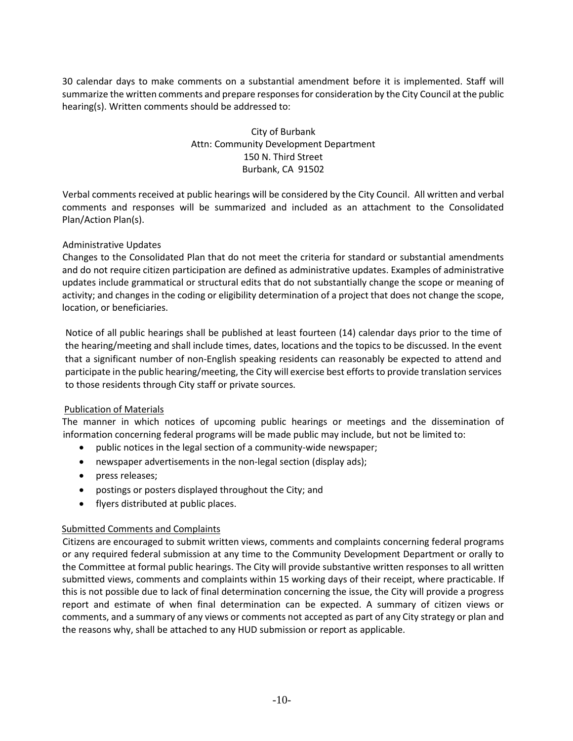30 calendar days to make comments on a substantial amendment before it is implemented. Staff will summarize the written comments and prepare responses for consideration by the City Council at the public hearing(s). Written comments should be addressed to:

City of Burbank
Attn: Community Development Department
150 N. Third Street
Burbank, CA 91502

Verbal comments received at public hearings will be considered by the City Council. All written and verbal comments and responses will be summarized and included as an attachment to the Consolidated Plan/Action Plan(s).

Administrative Updates

Changes to the Consolidated Plan that do not meet the criteria for standard or substantial amendments and do not require citizen participation are defined as administrative updates. Examples of administrative updates include grammatical or structural edits that do not substantially change the scope or meaning of activity; and changes in the coding or eligibility determination of a project that does not change the scope, location, or beneficiaries.

Notice of all public hearings shall be published at least fourteen (14) calendar days prior to the time of the hearing/meeting and shall include times, dates, locations and the topics to be discussed. In the event that a significant number of non-English speaking residents can reasonably be expected to attend and participate in the public hearing/meeting, the City will exercise best efforts to provide translation services to those residents through City staff or private sources.

<u>Publication of Materials</u>

The manner in which notices of upcoming public hearings or meetings and the dissemination of information concerning federal programs will be made public may include, but not be limited to:

- public notices in the legal section of a community-wide newspaper;
- newspaper advertisements in the non-legal section (display ads);
- press releases;
- postings or posters displayed throughout the City; and
- flyers distributed at public places.

<u>Submitted Comments and Complaints</u>

Citizens are encouraged to submit written views, comments and complaints concerning federal programs or any required federal submission at any time to the Community Development Department or orally to the Committee at formal public hearings. The City will provide substantive written responses to all written submitted views, comments and complaints within 15 working days of their receipt, where practicable. If this is not possible due to lack of final determination concerning the issue, the City will provide a progress report and estimate of when final determination can be expected. A summary of citizen views or comments, and a summary of any views or comments not accepted as part of any City strategy or plan and the reasons why, shall be attached to any HUD submission or report as applicable.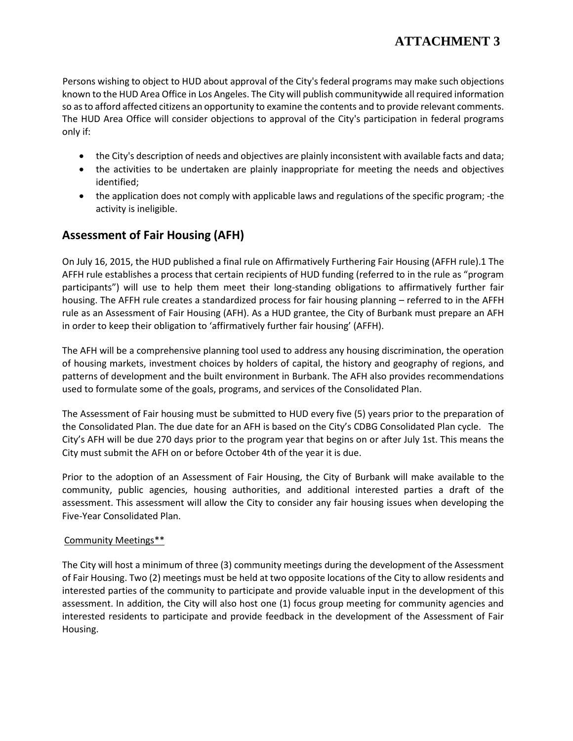# ATTACHMENT 3

Persons wishing to object to HUD about approval of the City's federal programs may make such objections known to the HUD Area Office in Los Angeles. The City will publish communitywide all required information so as to afford affected citizens an opportunity to examine the contents and to provide relevant comments. The HUD Area Office will consider objections to approval of the City's participation in federal programs only if:

- the City's description of needs and objectives are plainly inconsistent with available facts and data;
- the activities to be undertaken are plainly inappropriate for meeting the needs and objectives identified;
- the application does not comply with applicable laws and regulations of the specific program; -the activity is ineligible.

## Assessment of Fair Housing (AFH)

On July 16, 2015, the HUD published a final rule on Affirmatively Furthering Fair Housing (AFFH rule).1 The AFFH rule establishes a process that certain recipients of HUD funding (referred to in the rule as "program participants") will use to help them meet their long-standing obligations to affirmatively further fair housing. The AFFH rule creates a standardized process for fair housing planning – referred to in the AFFH rule as an Assessment of Fair Housing (AFH). As a HUD grantee, the City of Burbank must prepare an AFH in order to keep their obligation to 'affirmatively further fair housing' (AFFH).

The AFH will be a comprehensive planning tool used to address any housing discrimination, the operation of housing markets, investment choices by holders of capital, the history and geography of regions, and patterns of development and the built environment in Burbank. The AFH also provides recommendations used to formulate some of the goals, programs, and services of the Consolidated Plan.

The Assessment of Fair housing must be submitted to HUD every five (5) years prior to the preparation of the Consolidated Plan. The due date for an AFH is based on the City's CDBG Consolidated Plan cycle. The City's AFH will be due 270 days prior to the program year that begins on or after July 1st. This means the City must submit the AFH on or before October 4th of the year it is due.

Prior to the adoption of an Assessment of Fair Housing, the City of Burbank will make available to the community, public agencies, housing authorities, and additional interested parties a draft of the assessment. This assessment will allow the City to consider any fair housing issues when developing the Five-Year Consolidated Plan.

Community Meetings**

The City will host a minimum of three (3) community meetings during the development of the Assessment of Fair Housing. Two (2) meetings must be held at two opposite locations of the City to allow residents and interested parties of the community to participate and provide valuable input in the development of this assessment. In addition, the City will also host one (1) focus group meeting for community agencies and interested residents to participate and provide feedback in the development of the Assessment of Fair Housing.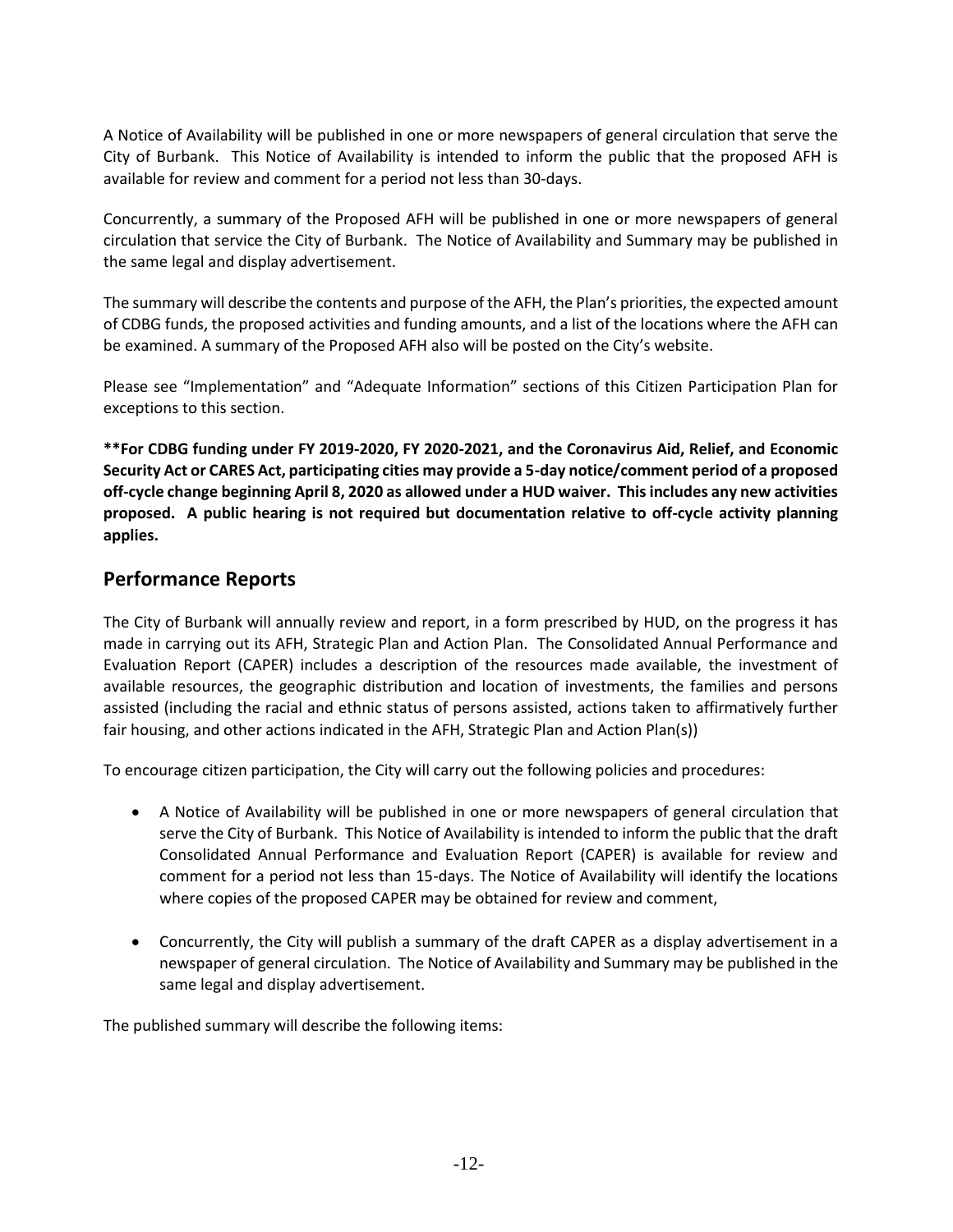A Notice of Availability will be published in one or more newspapers of general circulation that serve the City of Burbank. This Notice of Availability is intended to inform the public that the proposed AFH is available for review and comment for a period not less than 30-days.

Concurrently, a summary of the Proposed AFH will be published in one or more newspapers of general circulation that service the City of Burbank. The Notice of Availability and Summary may be published in the same legal and display advertisement.

The summary will describe the contents and purpose of the AFH, the Plan's priorities, the expected amount of CDBG funds, the proposed activities and funding amounts, and a list of the locations where the AFH can be examined. A summary of the Proposed AFH also will be posted on the City's website.

Please see "Implementation" and "Adequate Information" sections of this Citizen Participation Plan for exceptions to this section.

**\*\*For CDBG funding under FY 2019-2020, FY 2020-2021, and the Coronavirus Aid, Relief, and Economic Security Act or CARES Act, participating cities may provide a 5-day notice/comment period of a proposed off-cycle change beginning April 8, 2020 as allowed under a HUD waiver. This includes any new activities proposed. A public hearing is not required but documentation relative to off-cycle activity planning applies.**

## Performance Reports

The City of Burbank will annually review and report, in a form prescribed by HUD, on the progress it has made in carrying out its AFH, Strategic Plan and Action Plan. The Consolidated Annual Performance and Evaluation Report (CAPER) includes a description of the resources made available, the investment of available resources, the geographic distribution and location of investments, the families and persons assisted (including the racial and ethnic status of persons assisted, actions taken to affirmatively further fair housing, and other actions indicated in the AFH, Strategic Plan and Action Plan(s))

To encourage citizen participation, the City will carry out the following policies and procedures:

- A Notice of Availability will be published in one or more newspapers of general circulation that serve the City of Burbank. This Notice of Availability is intended to inform the public that the draft Consolidated Annual Performance and Evaluation Report (CAPER) is available for review and comment for a period not less than 15-days. The Notice of Availability will identify the locations where copies of the proposed CAPER may be obtained for review and comment,

- Concurrently, the City will publish a summary of the draft CAPER as a display advertisement in a newspaper of general circulation. The Notice of Availability and Summary may be published in the same legal and display advertisement.

The published summary will describe the following items: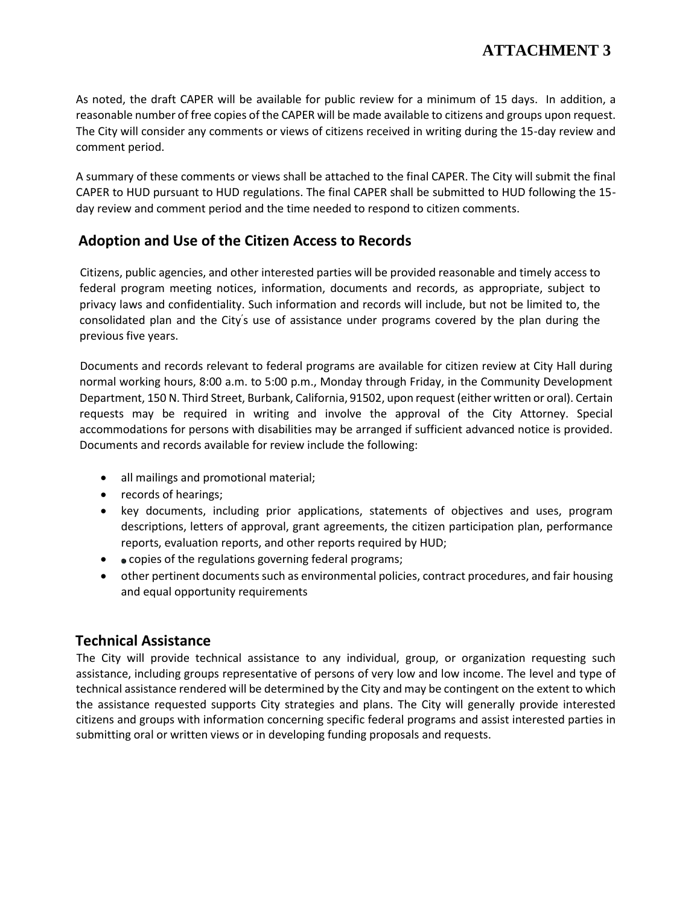# ATTACHMENT 3

As noted, the draft CAPER will be available for public review for a minimum of 15 days. In addition, a reasonable number of free copies of the CAPER will be made available to citizens and groups upon request. The City will consider any comments or views of citizens received in writing during the 15-day review and comment period.

A summary of these comments or views shall be attached to the final CAPER. The City will submit the final CAPER to HUD pursuant to HUD regulations. The final CAPER shall be submitted to HUD following the 15-day review and comment period and the time needed to respond to citizen comments.

## Adoption and Use of the Citizen Access to Records

Citizens, public agencies, and other interested parties will be provided reasonable and timely access to federal program meeting notices, information, documents and records, as appropriate, subject to privacy laws and confidentiality. Such information and records will include, but not be limited to, the consolidated plan and the City's use of assistance under programs covered by the plan during the previous five years.

Documents and records relevant to federal programs are available for citizen review at City Hall during normal working hours, 8:00 a.m. to 5:00 p.m., Monday through Friday, in the Community Development Department, 150 N. Third Street, Burbank, California, 91502, upon request (either written or oral). Certain requests may be required in writing and involve the approval of the City Attorney. Special accommodations for persons with disabilities may be arranged if sufficient advanced notice is provided. Documents and records available for review include the following:

- all mailings and promotional material;
- records of hearings;
- key documents, including prior applications, statements of objectives and uses, program descriptions, letters of approval, grant agreements, the citizen participation plan, performance reports, evaluation reports, and other reports required by HUD;
- copies of the regulations governing federal programs;
- other pertinent documents such as environmental policies, contract procedures, and fair housing and equal opportunity requirements

## Technical Assistance

The City will provide technical assistance to any individual, group, or organization requesting such assistance, including groups representative of persons of very low and low income. The level and type of technical assistance rendered will be determined by the City and may be contingent on the extent to which the assistance requested supports City strategies and plans. The City will generally provide interested citizens and groups with information concerning specific federal programs and assist interested parties in submitting oral or written views or in developing funding proposals and requests.